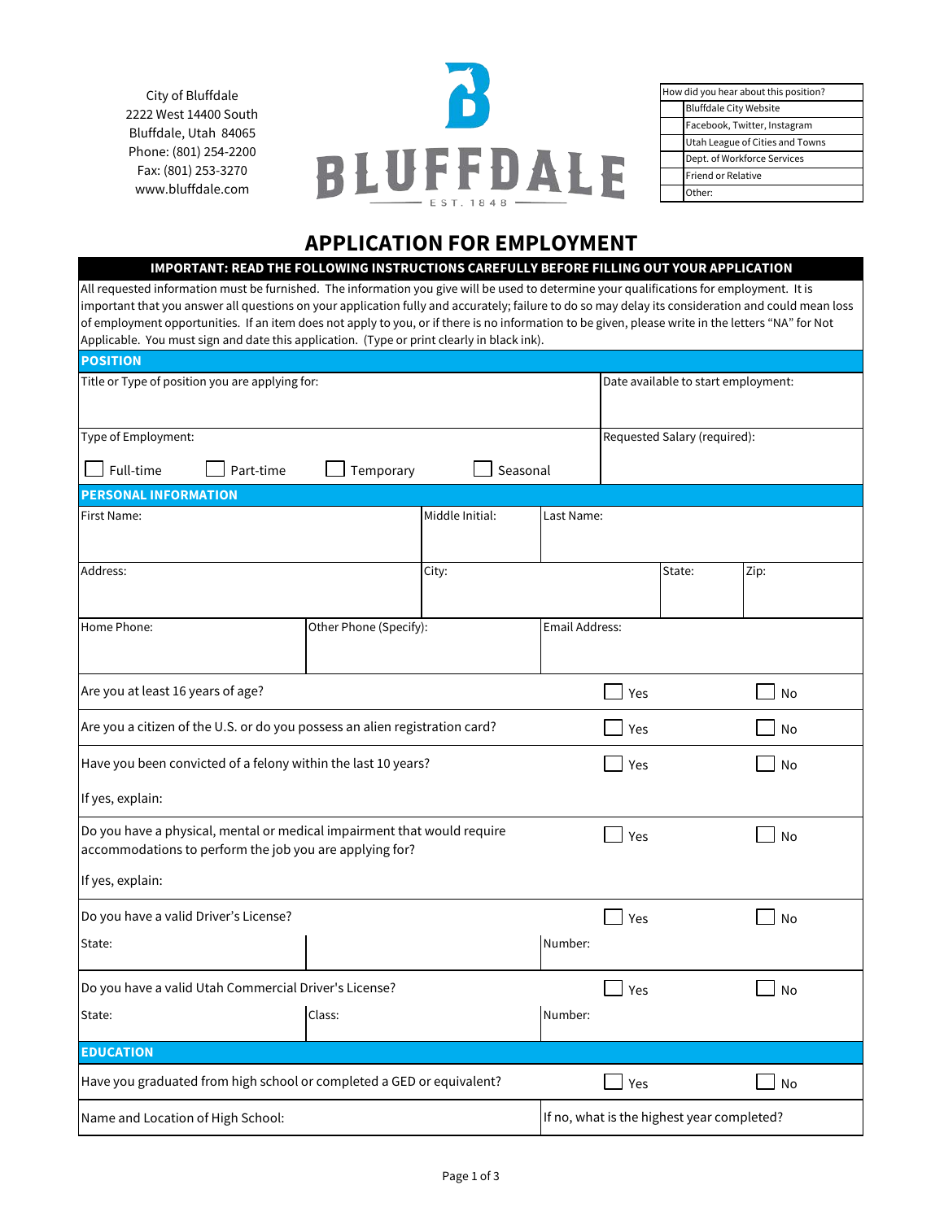City of Bluffdale
2222 West 14400 South
Bluffdale, Utah 84065
Phone: (801) 254-2200
Fax: (801) 253-3270
www.bluffdale.com

BLUFFDALE
EST. 1848

| How did you hear about this position? | |
|---|---|
| | Bluffdale City Website |
| | Facebook, Twitter, Instagram |
| | Utah League of Cities and Towns |
| | Dept. of Workforce Services |
| | Friend or Relative |
| | Other: |

# APPLICATION FOR EMPLOYMENT

**IMPORTANT: READ THE FOLLOWING INSTRUCTIONS CAREFULLY BEFORE FILLING OUT YOUR APPLICATION**

All requested information must be furnished. The information you give will be used to determine your qualifications for employment. It is important that you answer all questions on your application fully and accurately; failure to do so may delay its consideration and could mean loss of employment opportunities. If an item does not apply to you, or if there is no information to be given, please write in the letters "NA" for Not Applicable. You must sign and date this application. (Type or print clearly in black ink).

## POSITION

| Title or Type of position you are applying for: | Date available to start employment: |
|---|---|
| Type of Employment: ☐ Full-time ☐ Part-time ☐ Temporary ☐ Seasonal | Requested Salary (required): |

## PERSONAL INFORMATION

| First Name: | Middle Initial: | Last Name: | |
|---|---|---|---|
| Address: | City: | State: | Zip: |
| Home Phone: | Other Phone (Specify): | Email Address: | |

| Question | | |
|---|---|---|
| Are you at least 16 years of age? | ☐ Yes | ☐ No |
| Are you a citizen of the U.S. or do you possess an alien registration card? | ☐ Yes | ☐ No |
| Have you been convicted of a felony within the last 10 years?<br>If yes, explain: | ☐ Yes | ☐ No |
| Do you have a physical, mental or medical impairment that would require accommodations to perform the job you are applying for?<br>If yes, explain: | ☐ Yes | ☐ No |
| Do you have a valid Driver's License? | ☐ Yes | ☐ No |

| State: | | Number: |
|---|---|---|

| Do you have a valid Utah Commercial Driver's License? | ☐ Yes | ☐ No |
|---|---|---|

| State: | Class: | Number: |
|---|---|---|

## EDUCATION

| Have you graduated from high school or completed a GED or equivalent? | ☐ Yes | ☐ No |
|---|---|---|

| Name and Location of High School: | If no, what is the highest year completed? |
|---|---|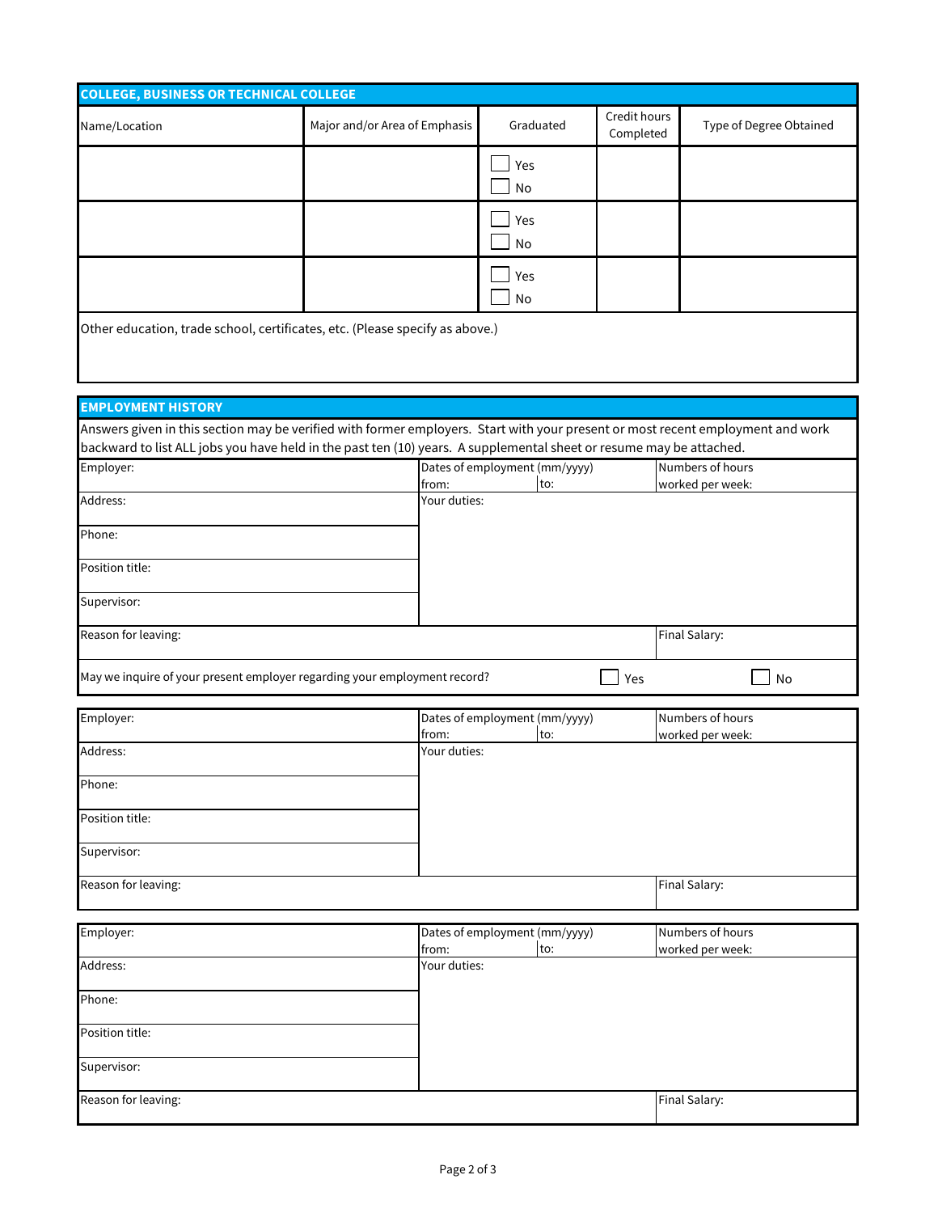## COLLEGE, BUSINESS OR TECHNICAL COLLEGE

| Name/Location | Major and/or Area of Emphasis | Graduated | Credit hours Completed | Type of Degree Obtained |
|---|---|---|---|---|
| | | ☐ Yes ☐ No | | |
| | | ☐ Yes ☐ No | | |
| | | ☐ Yes ☐ No | | |

Other education, trade school, certificates, etc. (Please specify as above.)

## EMPLOYMENT HISTORY

Answers given in this section may be verified with former employers. Start with your present or most recent employment and work backward to list ALL jobs you have held in the past ten (10) years. A supplemental sheet or resume may be attached.

| Employer: | Dates of employment (mm/yyyy) from: | to: | Numbers of hours worked per week: |
|---|---|---|---|
| Address: | Your duties: | | |
| Phone: | | | |
| Position title: | | | |
| Supervisor: | | | |
| Reason for leaving: | | | Final Salary: |
| May we inquire of your present employer regarding your employment record? | | ☐ Yes | ☐ No |

| Employer: | Dates of employment (mm/yyyy) from: | to: | Numbers of hours worked per week: |
|---|---|---|---|
| Address: | Your duties: | | |
| Phone: | | | |
| Position title: | | | |
| Supervisor: | | | |
| Reason for leaving: | | | Final Salary: |

| Employer: | Dates of employment (mm/yyyy) from: | to: | Numbers of hours worked per week: |
|---|---|---|---|
| Address: | Your duties: | | |
| Phone: | | | |
| Position title: | | | |
| Supervisor: | | | |
| Reason for leaving: | | | Final Salary: |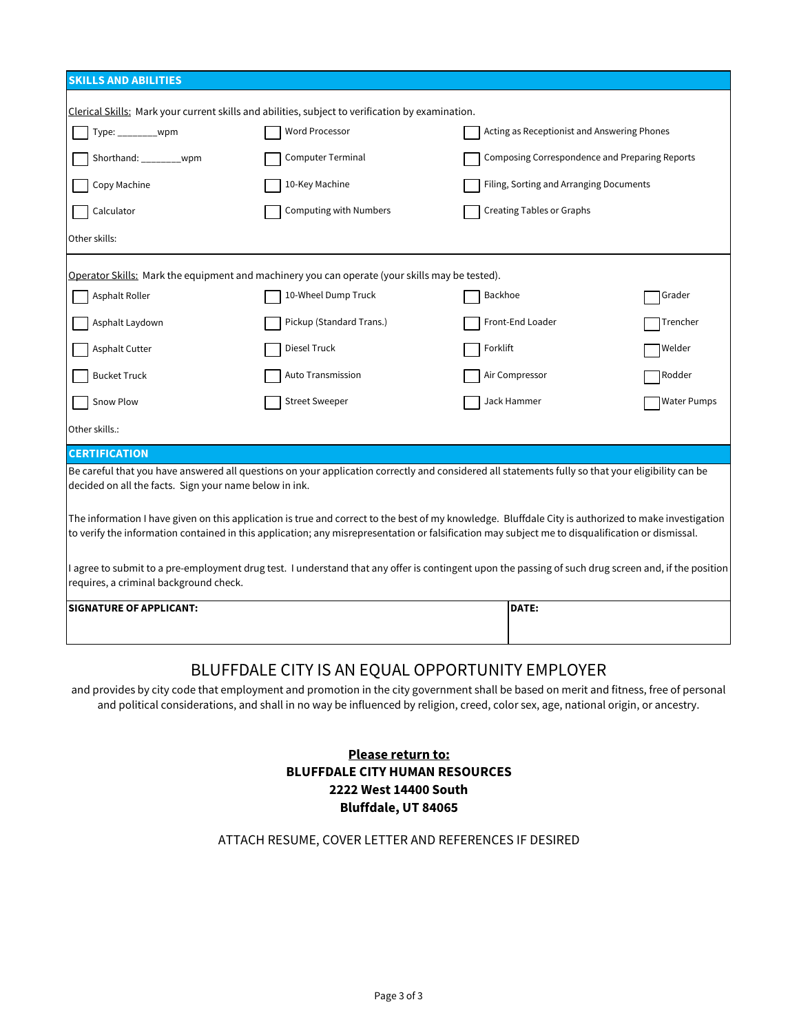## SKILLS AND ABILITIES

Clerical Skills: Mark your current skills and abilities, subject to verification by examination.

| | | |
|---|---|---|
| ☐ Type: ________wpm | ☐ Word Processor | ☐ Acting as Receptionist and Answering Phones |
| ☐ Shorthand: ________wpm | ☐ Computer Terminal | ☐ Composing Correspondence and Preparing Reports |
| ☐ Copy Machine | ☐ 10-Key Machine | ☐ Filing, Sorting and Arranging Documents |
| ☐ Calculator | ☐ Computing with Numbers | ☐ Creating Tables or Graphs |

Other skills:

Operator Skills: Mark the equipment and machinery you can operate (your skills may be tested).

| | | | |
|---|---|---|---|
| ☐ Asphalt Roller | ☐ 10-Wheel Dump Truck | ☐ Backhoe | ☐ Grader |
| ☐ Asphalt Laydown | ☐ Pickup (Standard Trans.) | ☐ Front-End Loader | ☐ Trencher |
| ☐ Asphalt Cutter | ☐ Diesel Truck | ☐ Forklift | ☐ Welder |
| ☐ Bucket Truck | ☐ Auto Transmission | ☐ Air Compressor | ☐ Rodder |
| ☐ Snow Plow | ☐ Street Sweeper | ☐ Jack Hammer | ☐ Water Pumps |

Other skills.:

## CERTIFICATION

Be careful that you have answered all questions on your application correctly and considered all statements fully so that your eligibility can be decided on all the facts. Sign your name below in ink.

The information I have given on this application is true and correct to the best of my knowledge. Bluffdale City is authorized to make investigation to verify the information contained in this application; any misrepresentation or falsification may subject me to disqualification or dismissal.

I agree to submit to a pre-employment drug test. I understand that any offer is contingent upon the passing of such drug screen and, if the position requires, a criminal background check.

| SIGNATURE OF APPLICANT: | DATE: |
|---|---|
| | |

BLUFFDALE CITY IS AN EQUAL OPPORTUNITY EMPLOYER

and provides by city code that employment and promotion in the city government shall be based on merit and fitness, free of personal and political considerations, and shall in no way be influenced by religion, creed, color sex, age, national origin, or ancestry.

**Please return to:**
**BLUFFDALE CITY HUMAN RESOURCES**
**2222 West 14400 South**
**Bluffdale, UT 84065**

ATTACH RESUME, COVER LETTER AND REFERENCES IF DESIRED